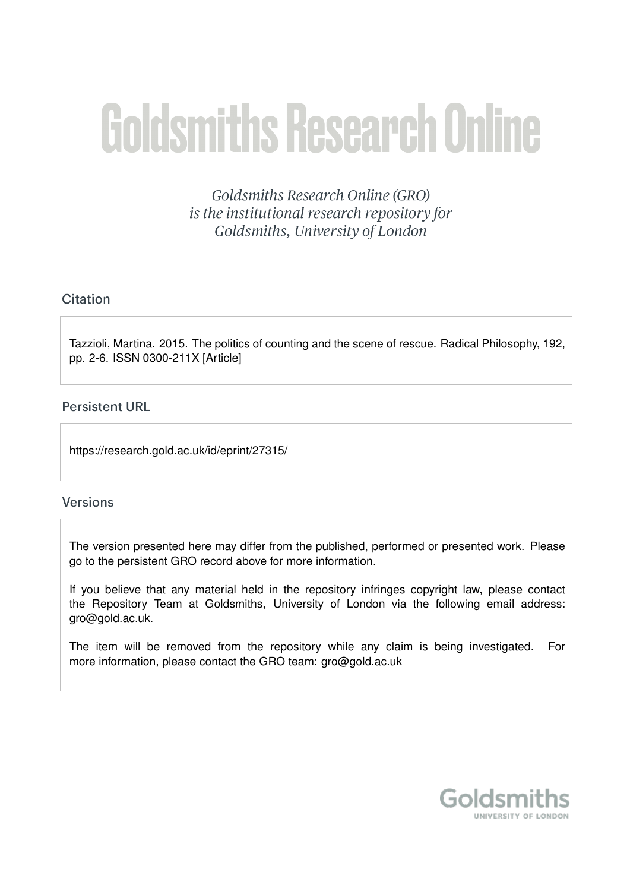# Goldsmiths Research Online

*Goldsmiths Research Online (GRO) is the institutional research repository for Goldsmiths, University of London*

## Citation

Tazzioli, Martina. 2015. The politics of counting and the scene of rescue. Radical Philosophy, 192, pp. 2-6. ISSN 0300-211X [Article]

## Persistent URL

https://research.gold.ac.uk/id/eprint/27315/

## Versions

The version presented here may differ from the published, performed or presented work. Please go to the persistent GRO record above for more information.

If you believe that any material held in the repository infringes copyright law, please contact the Repository Team at Goldsmiths, University of London via the following email address: gro@gold.ac.uk.

The item will be removed from the repository while any claim is being investigated. For more information, please contact the GRO team: gro@gold.ac.uk

Goldsmiths
UNIVERSITY OF LONDON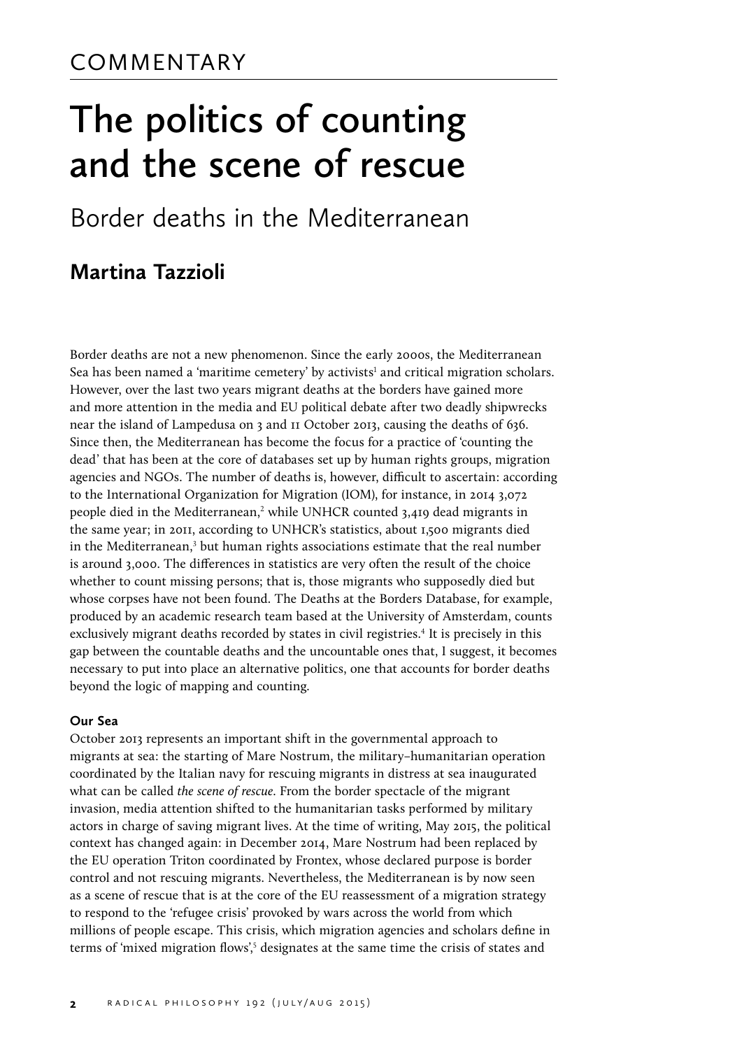COMMENTARY

# The politics of counting and the scene of rescue

## Border deaths in the Mediterranean

### Martina Tazzioli

Border deaths are not a new phenomenon. Since the early 2000s, the Mediterranean Sea has been named a 'maritime cemetery' by activists[1] and critical migration scholars. However, over the last two years migrant deaths at the borders have gained more and more attention in the media and EU political debate after two deadly shipwrecks near the island of Lampedusa on 3 and 11 October 2013, causing the deaths of 636. Since then, the Mediterranean has become the focus for a practice of 'counting the dead' that has been at the core of databases set up by human rights groups, migration agencies and NGOs. The number of deaths is, however, difficult to ascertain: according to the International Organization for Migration (IOM), for instance, in 2014 3,072 people died in the Mediterranean,[2] while UNHCR counted 3,419 dead migrants in the same year; in 2011, according to UNHCR's statistics, about 1,500 migrants died in the Mediterranean,[3] but human rights associations estimate that the real number is around 3,000. The differences in statistics are very often the result of the choice whether to count missing persons; that is, those migrants who supposedly died but whose corpses have not been found. The Deaths at the Borders Database, for example, produced by an academic research team based at the University of Amsterdam, counts exclusively migrant deaths recorded by states in civil registries.[4] It is precisely in this gap between the countable deaths and the uncountable ones that, I suggest, it becomes necessary to put into place an alternative politics, one that accounts for border deaths beyond the logic of mapping and counting.

**Our Sea**

October 2013 represents an important shift in the governmental approach to migrants at sea: the starting of Mare Nostrum, the military–humanitarian operation coordinated by the Italian navy for rescuing migrants in distress at sea inaugurated what can be called *the scene of rescue*. From the border spectacle of the migrant invasion, media attention shifted to the humanitarian tasks performed by military actors in charge of saving migrant lives. At the time of writing, May 2015, the political context has changed again: in December 2014, Mare Nostrum had been replaced by the EU operation Triton coordinated by Frontex, whose declared purpose is border control and not rescuing migrants. Nevertheless, the Mediterranean is by now seen as a scene of rescue that is at the core of the EU reassessment of a migration strategy to respond to the 'refugee crisis' provoked by wars across the world from which millions of people escape. This crisis, which migration agencies and scholars define in terms of 'mixed migration flows',[5] designates at the same time the crisis of states and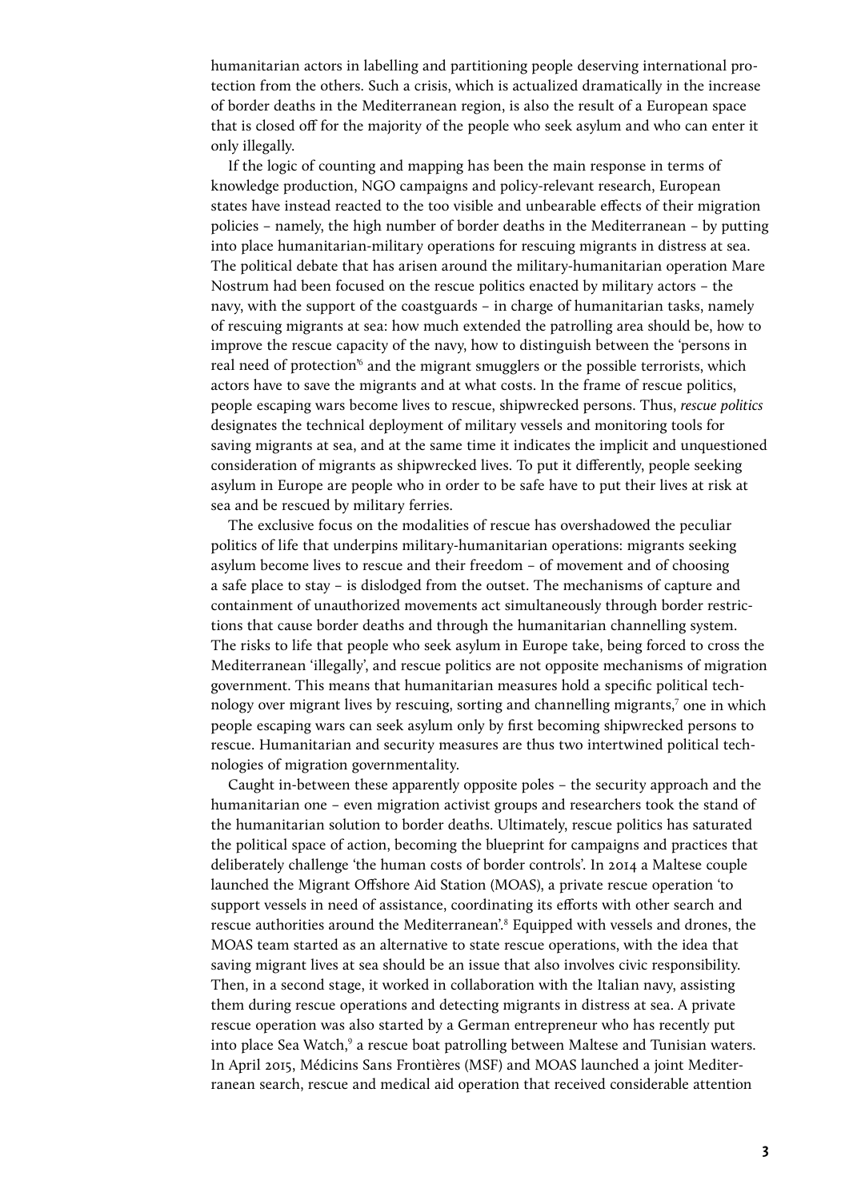humanitarian actors in labelling and partitioning people deserving international protection from the others. Such a crisis, which is actualized dramatically in the increase of border deaths in the Mediterranean region, is also the result of a European space that is closed off for the majority of the people who seek asylum and who can enter it only illegally.

If the logic of counting and mapping has been the main response in terms of knowledge production, NGO campaigns and policy-relevant research, European states have instead reacted to the too visible and unbearable effects of their migration policies – namely, the high number of border deaths in the Mediterranean – by putting into place humanitarian-military operations for rescuing migrants in distress at sea. The political debate that has arisen around the military-humanitarian operation Mare Nostrum had been focused on the rescue politics enacted by military actors – the navy, with the support of the coastguards – in charge of humanitarian tasks, namely of rescuing migrants at sea: how much extended the patrolling area should be, how to improve the rescue capacity of the navy, how to distinguish between the 'persons in real need of protection'[6] and the migrant smugglers or the possible terrorists, which actors have to save the migrants and at what costs. In the frame of rescue politics, people escaping wars become lives to rescue, shipwrecked persons. Thus, *rescue politics* designates the technical deployment of military vessels and monitoring tools for saving migrants at sea, and at the same time it indicates the implicit and unquestioned consideration of migrants as shipwrecked lives. To put it differently, people seeking asylum in Europe are people who in order to be safe have to put their lives at risk at sea and be rescued by military ferries.

The exclusive focus on the modalities of rescue has overshadowed the peculiar politics of life that underpins military-humanitarian operations: migrants seeking asylum become lives to rescue and their freedom – of movement and of choosing a safe place to stay – is dislodged from the outset. The mechanisms of capture and containment of unauthorized movements act simultaneously through border restrictions that cause border deaths and through the humanitarian channelling system. The risks to life that people who seek asylum in Europe take, being forced to cross the Mediterranean 'illegally', and rescue politics are not opposite mechanisms of migration government. This means that humanitarian measures hold a specific political technology over migrant lives by rescuing, sorting and channelling migrants,[7] one in which people escaping wars can seek asylum only by first becoming shipwrecked persons to rescue. Humanitarian and security measures are thus two intertwined political technologies of migration governmentality.

Caught in-between these apparently opposite poles – the security approach and the humanitarian one – even migration activist groups and researchers took the stand of the humanitarian solution to border deaths. Ultimately, rescue politics has saturated the political space of action, becoming the blueprint for campaigns and practices that deliberately challenge 'the human costs of border controls'. In 2014 a Maltese couple launched the Migrant Offshore Aid Station (MOAS), a private rescue operation 'to support vessels in need of assistance, coordinating its efforts with other search and rescue authorities around the Mediterranean'.[8] Equipped with vessels and drones, the MOAS team started as an alternative to state rescue operations, with the idea that saving migrant lives at sea should be an issue that also involves civic responsibility. Then, in a second stage, it worked in collaboration with the Italian navy, assisting them during rescue operations and detecting migrants in distress at sea. A private rescue operation was also started by a German entrepreneur who has recently put into place Sea Watch,[9] a rescue boat patrolling between Maltese and Tunisian waters. In April 2015, Médicins Sans Frontières (MSF) and MOAS launched a joint Mediterranean search, rescue and medical aid operation that received considerable attention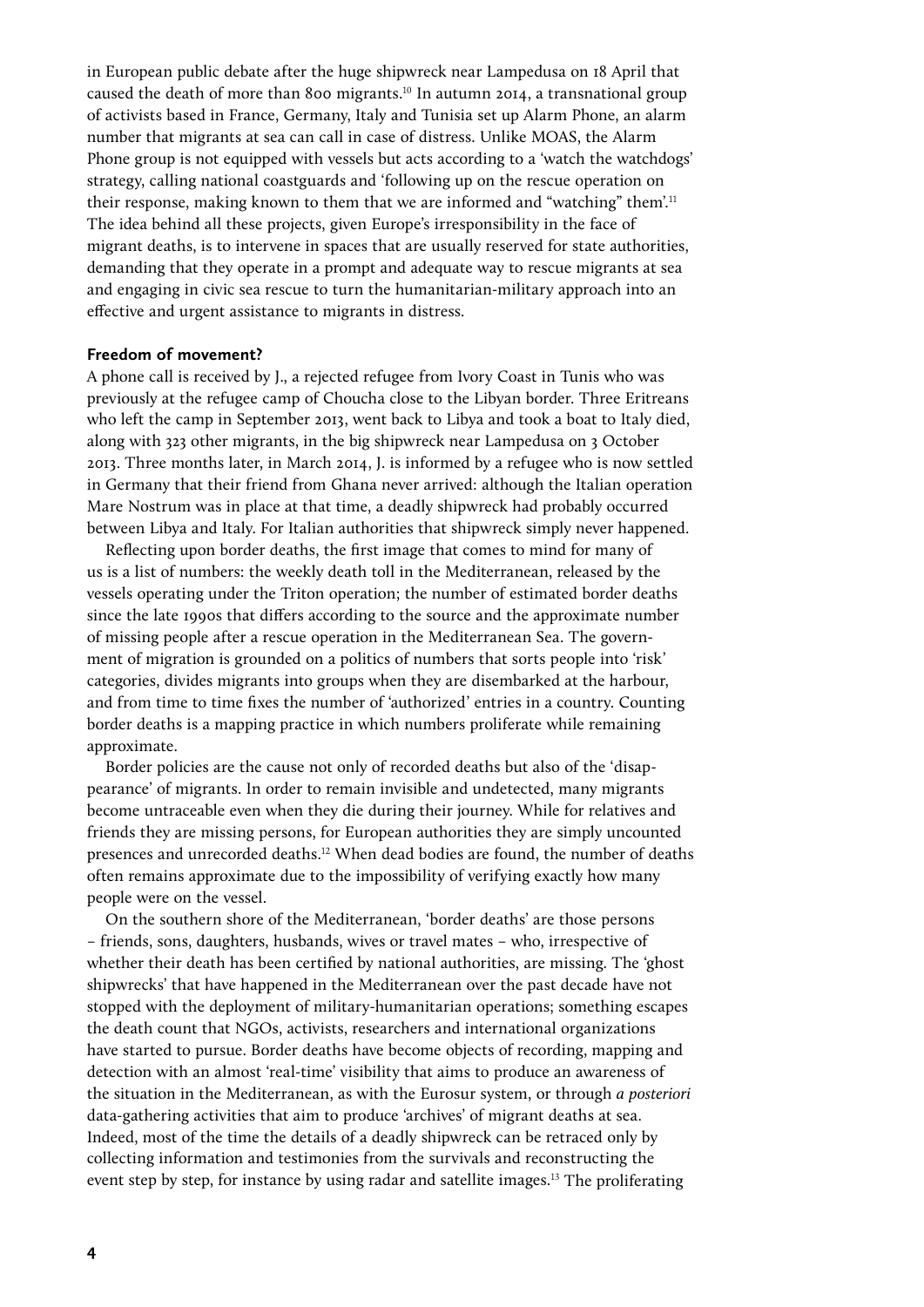in European public debate after the huge shipwreck near Lampedusa on 18 April that caused the death of more than 800 migrants.[10] In autumn 2014, a transnational group of activists based in France, Germany, Italy and Tunisia set up Alarm Phone, an alarm number that migrants at sea can call in case of distress. Unlike MOAS, the Alarm Phone group is not equipped with vessels but acts according to a 'watch the watchdogs' strategy, calling national coastguards and 'following up on the rescue operation on their response, making known to them that we are informed and "watching" them'.[11] The idea behind all these projects, given Europe's irresponsibility in the face of migrant deaths, is to intervene in spaces that are usually reserved for state authorities, demanding that they operate in a prompt and adequate way to rescue migrants at sea and engaging in civic sea rescue to turn the humanitarian-military approach into an effective and urgent assistance to migrants in distress.

**Freedom of movement?**

A phone call is received by J., a rejected refugee from Ivory Coast in Tunis who was previously at the refugee camp of Choucha close to the Libyan border. Three Eritreans who left the camp in September 2013, went back to Libya and took a boat to Italy died, along with 323 other migrants, in the big shipwreck near Lampedusa on 3 October 2013. Three months later, in March 2014, J. is informed by a refugee who is now settled in Germany that their friend from Ghana never arrived: although the Italian operation Mare Nostrum was in place at that time, a deadly shipwreck had probably occurred between Libya and Italy. For Italian authorities that shipwreck simply never happened.

Reflecting upon border deaths, the first image that comes to mind for many of us is a list of numbers: the weekly death toll in the Mediterranean, released by the vessels operating under the Triton operation; the number of estimated border deaths since the late 1990s that differs according to the source and the approximate number of missing people after a rescue operation in the Mediterranean Sea. The government of migration is grounded on a politics of numbers that sorts people into 'risk' categories, divides migrants into groups when they are disembarked at the harbour, and from time to time fixes the number of 'authorized' entries in a country. Counting border deaths is a mapping practice in which numbers proliferate while remaining approximate.

Border policies are the cause not only of recorded deaths but also of the 'disappearance' of migrants. In order to remain invisible and undetected, many migrants become untraceable even when they die during their journey. While for relatives and friends they are missing persons, for European authorities they are simply uncounted presences and unrecorded deaths.[12] When dead bodies are found, the number of deaths often remains approximate due to the impossibility of verifying exactly how many people were on the vessel.

On the southern shore of the Mediterranean, 'border deaths' are those persons – friends, sons, daughters, husbands, wives or travel mates – who, irrespective of whether their death has been certified by national authorities, are missing. The 'ghost shipwrecks' that have happened in the Mediterranean over the past decade have not stopped with the deployment of military-humanitarian operations; something escapes the death count that NGOs, activists, researchers and international organizations have started to pursue. Border deaths have become objects of recording, mapping and detection with an almost 'real-time' visibility that aims to produce an awareness of the situation in the Mediterranean, as with the Eurosur system, or through *a posteriori* data-gathering activities that aim to produce 'archives' of migrant deaths at sea. Indeed, most of the time the details of a deadly shipwreck can be retraced only by collecting information and testimonies from the survivals and reconstructing the event step by step, for instance by using radar and satellite images.[13] The proliferating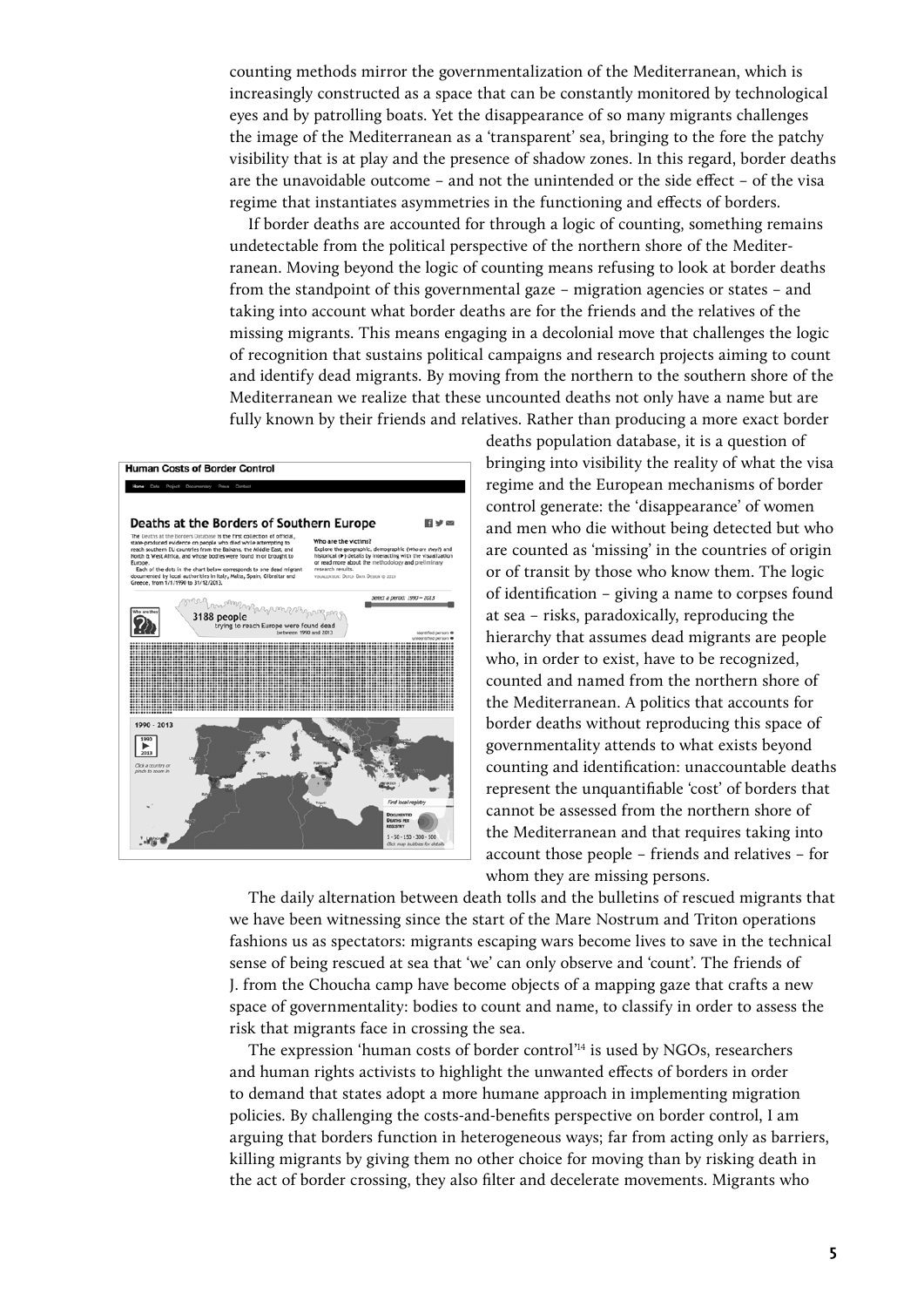counting methods mirror the governmentalization of the Mediterranean, which is increasingly constructed as a space that can be constantly monitored by technological eyes and by patrolling boats. Yet the disappearance of so many migrants challenges the image of the Mediterranean as a 'transparent' sea, bringing to the fore the patchy visibility that is at play and the presence of shadow zones. In this regard, border deaths are the unavoidable outcome – and not the unintended or the side effect – of the visa regime that instantiates asymmetries in the functioning and effects of borders.

If border deaths are accounted for through a logic of counting, something remains undetectable from the political perspective of the northern shore of the Mediterranean. Moving beyond the logic of counting means refusing to look at border deaths from the standpoint of this governmental gaze – migration agencies or states – and taking into account what border deaths are for the friends and the relatives of the missing migrants. This means engaging in a decolonial move that challenges the logic of recognition that sustains political campaigns and research projects aiming to count and identify dead migrants. By moving from the northern to the southern shore of the Mediterranean we realize that these uncounted deaths not only have a name but are fully known by their friends and relatives. Rather than producing a more exact border deaths population database, it is a question of bringing into visibility the reality of what the visa regime and the European mechanisms of border control generate: the 'disappearance' of women and men who die without being detected but who are counted as 'missing' in the countries of origin or of transit by those who know them. The logic of identification – giving a name to corpses found at sea – risks, paradoxically, reproducing the hierarchy that assumes dead migrants are people who, in order to exist, have to be recognized, counted and named from the northern shore of the Mediterranean. A politics that accounts for border deaths without reproducing this space of governmentality attends to what exists beyond counting and identification: unaccountable deaths represent the unquantifiable 'cost' of borders that cannot be assessed from the northern shore of the Mediterranean and that requires taking into account those people – friends and relatives – for whom they are missing persons.

The daily alternation between death tolls and the bulletins of rescued migrants that we have been witnessing since the start of the Mare Nostrum and Triton operations fashions us as spectators: migrants escaping wars become lives to save in the technical sense of being rescued at sea that 'we' can only observe and 'count'. The friends of J. from the Choucha camp have become objects of a mapping gaze that crafts a new space of governmentality: bodies to count and name, to classify in order to assess the risk that migrants face in crossing the sea.

The expression 'human costs of border control'[14] is used by NGOs, researchers and human rights activists to highlight the unwanted effects of borders in order to demand that states adopt a more humane approach in implementing migration policies. By challenging the costs-and-benefits perspective on border control, I am arguing that borders function in heterogeneous ways; far from acting only as barriers, killing migrants by giving them no other choice for moving than by risking death in the act of border crossing, they also filter and decelerate movements. Migrants who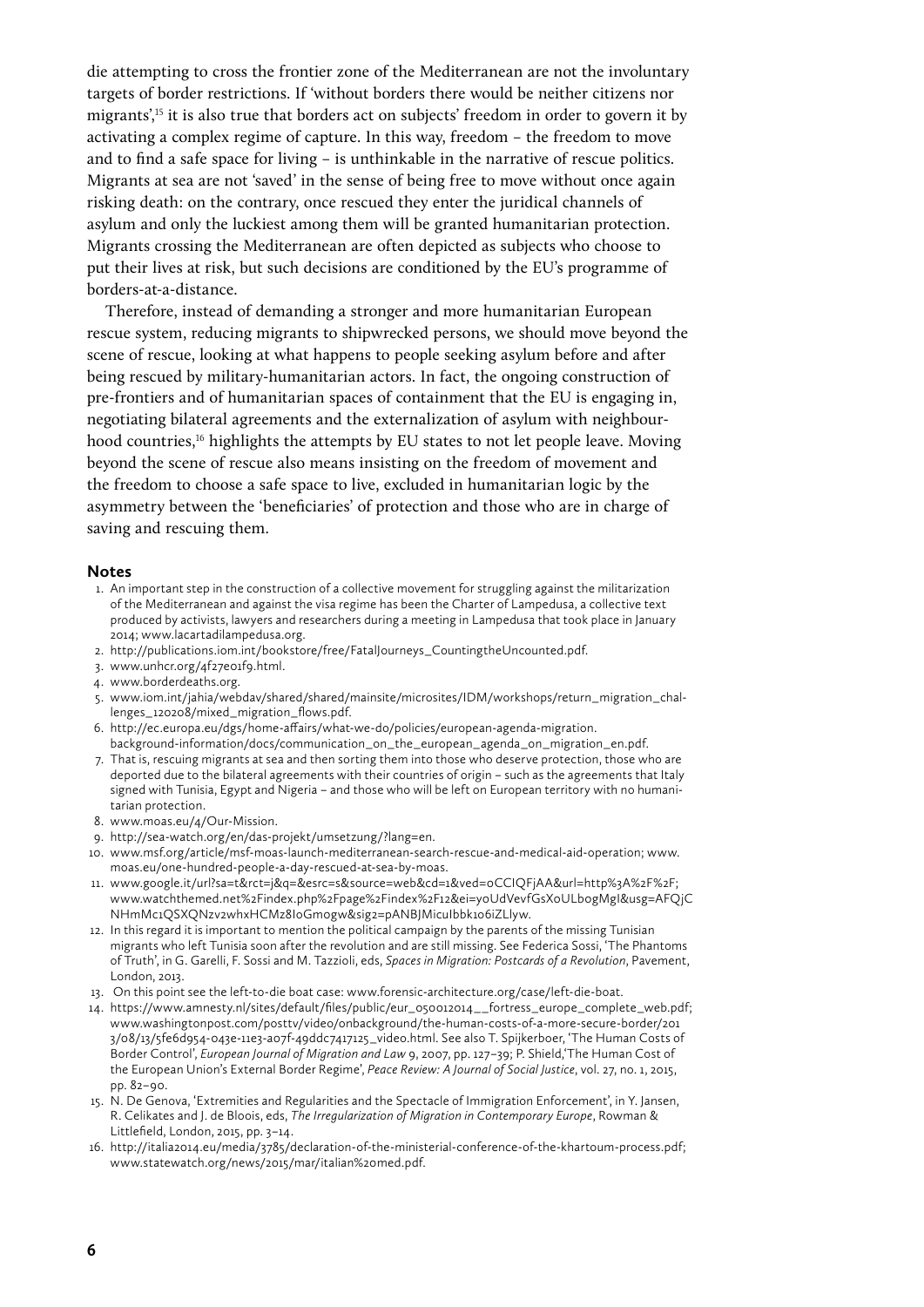die attempting to cross the frontier zone of the Mediterranean are not the involuntary targets of border restrictions. If 'without borders there would be neither citizens nor migrants',[15] it is also true that borders act on subjects' freedom in order to govern it by activating a complex regime of capture. In this way, freedom – the freedom to move and to find a safe space for living – is unthinkable in the narrative of rescue politics. Migrants at sea are not 'saved' in the sense of being free to move without once again risking death: on the contrary, once rescued they enter the juridical channels of asylum and only the luckiest among them will be granted humanitarian protection. Migrants crossing the Mediterranean are often depicted as subjects who choose to put their lives at risk, but such decisions are conditioned by the EU's programme of borders-at-a-distance.

Therefore, instead of demanding a stronger and more humanitarian European rescue system, reducing migrants to shipwrecked persons, we should move beyond the scene of rescue, looking at what happens to people seeking asylum before and after being rescued by military-humanitarian actors. In fact, the ongoing construction of pre-frontiers and of humanitarian spaces of containment that the EU is engaging in, negotiating bilateral agreements and the externalization of asylum with neighbourhood countries,[16] highlights the attempts by EU states to not let people leave. Moving beyond the scene of rescue also means insisting on the freedom of movement and the freedom to choose a safe space to live, excluded in humanitarian logic by the asymmetry between the 'beneficiaries' of protection and those who are in charge of saving and rescuing them.

## Notes

1. An important step in the construction of a collective movement for struggling against the militarization of the Mediterranean and against the visa regime has been the Charter of Lampedusa, a collective text produced by activists, lawyers and researchers during a meeting in Lampedusa that took place in January 2014; www.lacartadilampedusa.org.
2. http://publications.iom.int/bookstore/free/FatalJourneys_CountingtheUncounted.pdf.
3. www.unhcr.org/4f27e01f9.html.
4. www.borderdeaths.org.
5. www.iom.int/jahia/webdav/shared/shared/mainsite/microsites/IDM/workshops/return_migration_challenges_120208/mixed_migration_flows.pdf.
6. http://ec.europa.eu/dgs/home-affairs/what-we-do/policies/european-agenda-migration. background-information/docs/communication_on_the_european_agenda_on_migration_en.pdf.
7. That is, rescuing migrants at sea and then sorting them into those who deserve protection, those who are deported due to the bilateral agreements with their countries of origin – such as the agreements that Italy signed with Tunisia, Egypt and Nigeria – and those who will be left on European territory with no humanitarian protection.
8. www.moas.eu/4/Our-Mission.
9. http://sea-watch.org/en/das-projekt/umsetzung/?lang=en.
10. www.msf.org/article/msf-moas-launch-mediterranean-search-rescue-and-medical-aid-operation; www.moas.eu/one-hundred-people-a-day-rescued-at-sea-by-moas.
11. www.google.it/url?sa=t&rct=j&q=&esrc=s&source=web&cd=1&ved=0CCIQFjAA&url=http%3A%2F%2F;www.watchthemed.net%2Findex.php%2Fpage%2Findex%2F12&ei=y0UdVevfGsX0ULbogMgI&usg=AFQjCNHmMc1QSXQNzv2whxHCMz8IoGmogw&sig2=pANBJMicuIbbk106iZLIyw.
12. In this regard it is important to mention the political campaign by the parents of the missing Tunisian migrants who left Tunisia soon after the revolution and are still missing. See Federica Sossi, 'The Phantoms of Truth', in G. Garelli, F. Sossi and M. Tazzioli, eds, *Spaces in Migration: Postcards of a Revolution*, Pavement, London, 2013.
13. On this point see the left-to-die boat case: www.forensic-architecture.org/case/left-die-boat.
14. https://www.amnesty.nl/sites/default/files/public/eur_050012014__fortress_europe_complete_web.pdf; www.washingtonpost.com/posttv/video/onbackground/the-human-costs-of-a-more-secure-border/2013/08/13/5fe6d954-043e-11e3-a07f-49ddc7417125_video.html. See also T. Spijkerboer, 'The Human Costs of Border Control', *European Journal of Migration and Law* 9, 2007, pp. 127–39; P. Shield,'The Human Cost of the European Union's External Border Regime', *Peace Review: A Journal of Social Justice*, vol. 27, no. 1, 2015, pp. 82–90.
15. N. De Genova, 'Extremities and Regularities and the Spectacle of Immigration Enforcement', in Y. Jansen, R. Celikates and J. de Bloois, eds, *The Irregularization of Migration in Contemporary Europe*, Rowman & Littlefield, London, 2015, pp. 3–14.
16. http://italia2014.eu/media/3785/declaration-of-the-ministerial-conference-of-the-khartoum-process.pdf; www.statewatch.org/news/2015/mar/italian%20med.pdf.